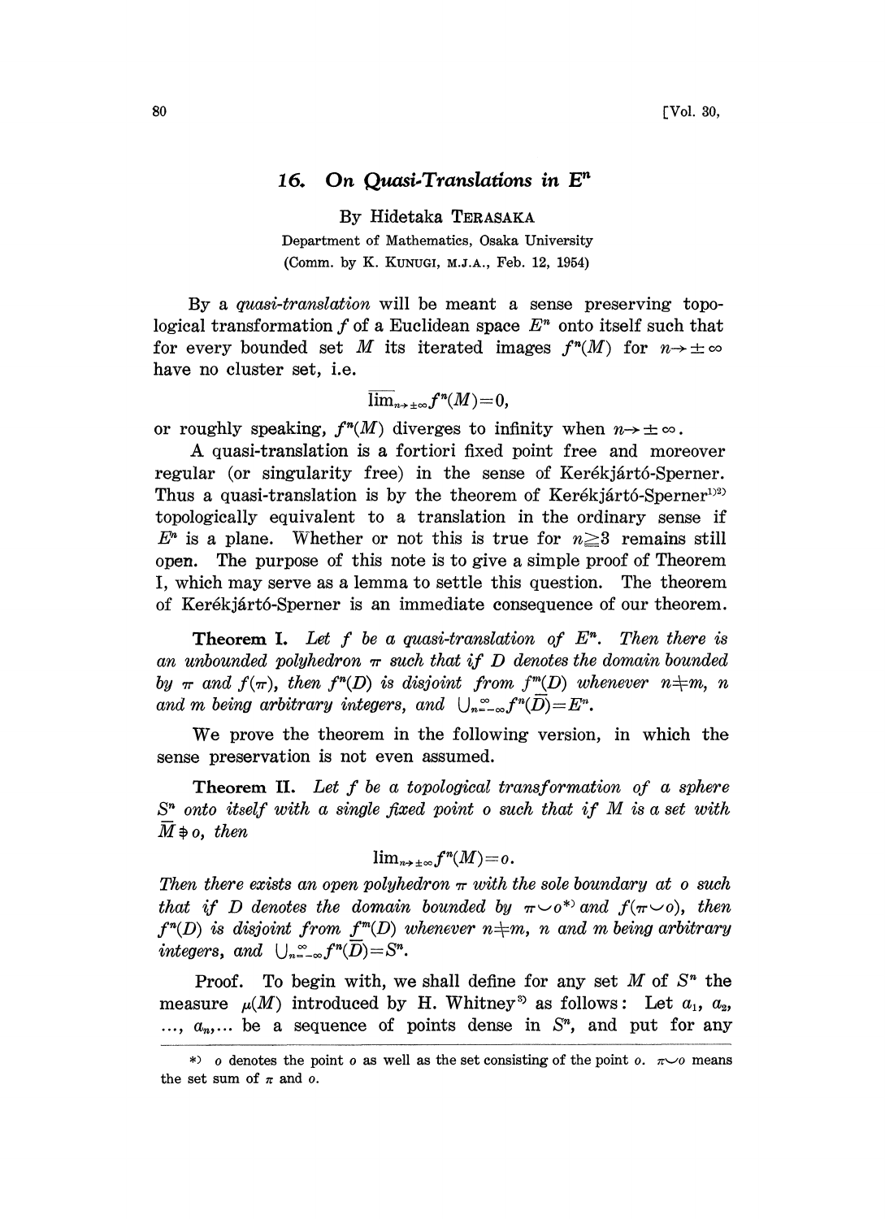## 16. On Quasi-Translations in $E^n$

By Hidetaka TERASAKA

Department of Mathematics, Osaka University

(Comm. by K. KUNUGI, M.J.A., Feb. 12, 1954)

By a *quasi-translation* will be meant a sense preserving topological transformation $f$ of a Euclidean space $E^n$ onto itself such that for every bounded set $M$ its iterated images $f^n(M)$ for $n \to \pm\infty$ have no cluster set, i.e.

$$\overline{\lim}_{n\to\pm\infty} f^n(M) = 0,$$

or roughly speaking, $f^n(M)$ diverges to infinity when $n \to \pm\infty$.

A quasi-translation is a fortiori fixed point free and moreover regular (or singularity free) in the sense of Kerékjártó-Sperner. Thus a quasi-translation is by the theorem of Kerékjártó-Sperner[1][2] topologically equivalent to a translation in the ordinary sense if $E^n$ is a plane. Whether or not this is true for $n \geqq 3$ remains still open. The purpose of this note is to give a simple proof of Theorem I, which may serve as a lemma to settle this question. The theorem of Kerékjártó-Sperner is an immediate consequence of our theorem.

**Theorem I.** *Let $f$ be a quasi-translation of $E^n$. Then there is an unbounded polyhedron $\pi$ such that if $D$ denotes the domain bounded by $\pi$ and $f(\pi)$, then $f^n(D)$ is disjoint from $f^m(D)$ whenever $n \neq m$, $n$ and $m$ being arbitrary integers, and $\bigcup_{n=-\infty}^{\infty} f^n(\overline{D}) = E^n$.*

We prove the theorem in the following version, in which the sense preservation is not even assumed.

**Theorem II.** *Let $f$ be a topological transformation of a sphere $S^n$ onto itself with a single fixed point $o$ such that if $M$ is a set with $\overline{M} \not\ni o$, then*

$$\lim_{n\to\pm\infty} f^n(M) = o.$$

*Then there exists an open polyhedron $\pi$ with the sole boundary at $o$ such that if $D$ denotes the domain bounded by $\pi \smile o$\*) and $f(\pi \smile o)$, then $f^n(D)$ is disjoint from $f^m(D)$ whenever $n \neq m$, $n$ and $m$ being arbitrary integers, and $\bigcup_{n=-\infty}^{\infty} f^n(\overline{D}) = S^n$.*

Proof. To begin with, we shall define for any set $M$ of $S^n$ the measure $\mu(M)$ introduced by H. Whitney[3] as follows: Let $a_1$, $a_2$, $\ldots$, $a_n, \ldots$ be a sequence of points dense in $S^n$, and put for any

---

\*) $o$ denotes the point $o$ as well as the set consisting of the point $o$. $\pi \smile o$ means the set sum of $\pi$ and $o$.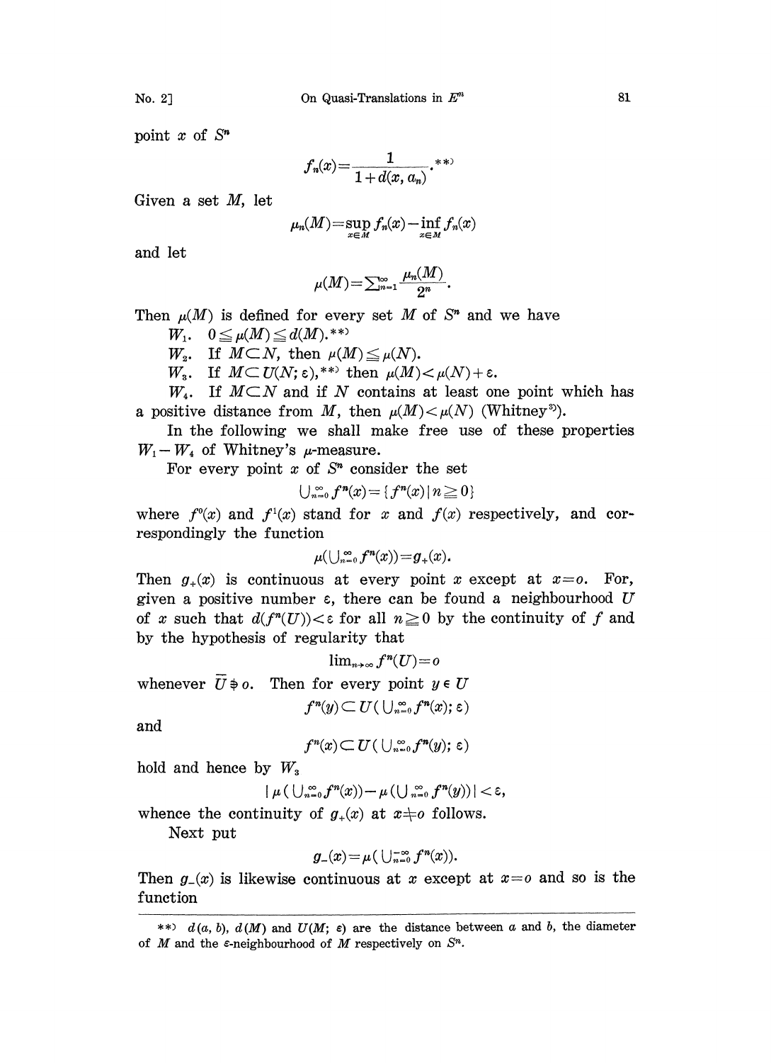point $x$ of $S^n$

$$f_n(x)=\frac{1}{1+d(x,a_n)}.^{**)}$$

Given a set $M$, let

$$\mu_n(M)=\sup_{x\in M} f_n(x)-\inf_{x\in M} f_n(x)$$

and let

$$\mu(M)=\sum_{n=1}^{\infty}\frac{\mu_n(M)}{2^n}.$$

Then $\mu(M)$ is defined for every set $M$ of $S^n$ and we have

$W_1$. $0\leqq \mu(M)\leqq d(M)$.**)

$W_2$. If $M\subset N$, then $\mu(M)\leqq \mu(N)$.

$W_3$. If $M\subset U(N;\varepsilon)$,**) then $\mu(M)<\mu(N)+\varepsilon$.

$W_4$. If $M\subset N$ and if $N$ contains at least one point which has a positive distance from $M$, then $\mu(M)<\mu(N)$ (Whitney[3]).

In the following we shall make free use of these properties $W_1-W_4$ of Whitney's $\mu$-measure.

For every point $x$ of $S^n$ consider the set

$$\bigcup_{n=0}^{\infty} f^n(x)=\{f^n(x)\,|\,n\geqq 0\}$$

where $f^0(x)$ and $f^1(x)$ stand for $x$ and $f(x)$ respectively, and correspondingly the function

$$\mu(\bigcup_{n=0}^{\infty} f^n(x))=g_+(x).$$

Then $g_+(x)$ is continuous at every point $x$ except at $x=o$. For, given a positive number $\varepsilon$, there can be found a neighbourhood $U$ of $x$ such that $d(f^n(U))<\varepsilon$ for all $n\geqq 0$ by the continuity of $f$ and by the hypothesis of regularity that

$$\lim_{n\to\infty} f^n(U)=o$$

whenever $\bar{U}\not\ni o$. Then for every point $y\in U$

$$f^n(y)\subset U(\bigcup_{n=0}^{\infty} f^n(x);\varepsilon)$$

and

$$f^n(x)\subset U(\bigcup_{n=0}^{\infty} f^n(y);\varepsilon)$$

hold and hence by $W_3$

$$|\mu(\bigcup_{n=0}^{\infty} f^n(x))-\mu(\bigcup_{n=0}^{\infty} f^n(y))|<\varepsilon,$$

whence the continuity of $g_+(x)$ at $x\neq o$ follows.

Next put

$$g_-(x)=\mu(\bigcup_{n=0}^{-\infty} f^n(x)).$$

Then $g_-(x)$ is likewise continuous at $x$ except at $x=o$ and so is the function

---

**) $d(a,b)$, $d(M)$ and $U(M;\varepsilon)$ are the distance between $a$ and $b$, the diameter of $M$ and the $\varepsilon$-neighbourhood of $M$ respectively on $S^n$.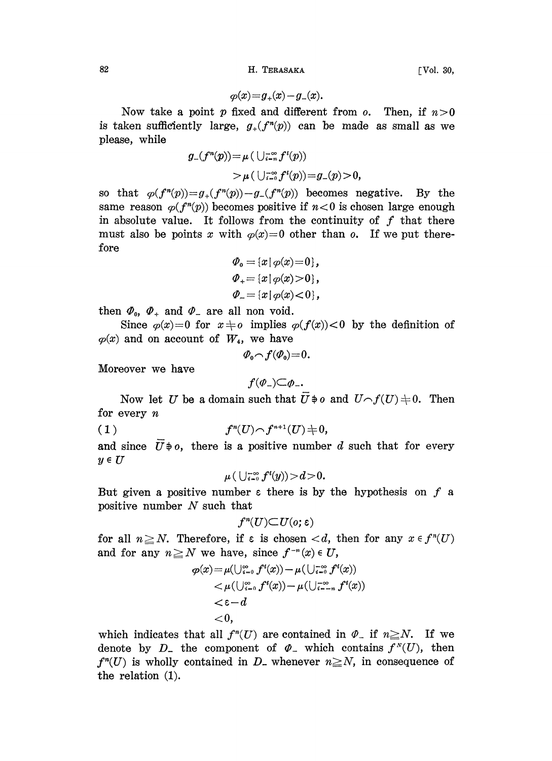$$\varphi(x)=g_+(x)-g_-(x).$$

Now take a point $p$ fixed and different from $o$. Then, if $n>0$ is taken sufficiently large, $g_+(f^n(p))$ can be made as small as we please, while

$$g_-(f^n(p))=\mu(\cup_{i=n}^{-\infty} f^i(p))$$
$$>\mu(\cup_{i=0}^{-\infty} f^i(p))=g_-(p)>0,$$

so that $\varphi(f^n(p))=g_+(f^n(p))-g_-(f^n(p))$ becomes negative. By the same reason $\varphi(f^n(p))$ becomes positive if $n<0$ is chosen large enough in absolute value. It follows from the continuity of $f$ that there must also be points $x$ with $\varphi(x)=0$ other than $o$. If we put therefore

$$\Phi_0=\{x\,|\,\varphi(x)=0\},$$
$$\Phi_+=\{x\,|\,\varphi(x)>0\},$$
$$\Phi_-=\{x\,|\,\varphi(x)<0\},$$

then $\Phi_0$, $\Phi_+$ and $\Phi_-$ are all non void.

Since $\varphi(x)=0$ for $x\neq o$ implies $\varphi(f(x))<0$ by the definition of $\varphi(x)$ and on account of $W_4$, we have

$$\Phi_0\frown f(\Phi_0)=0.$$

Moreover we have

$$f(\Phi_-)\subset\Phi_-.$$

Now let $U$ be a domain such that $\bar{U}\not\ni o$ and $U\frown f(U)\neq 0$. Then for every $n$

$$f^n(U)\frown f^{n+1}(U)\neq 0, \tag{1}$$

and since $\bar{U}\not\ni o$, there is a positive number $d$ such that for every $y\in U$

$$\mu(\cup_{i=0}^{-\infty} f^i(y))>d>0.$$

But given a positive number $\varepsilon$ there is by the hypothesis on $f$ a positive number $N$ such that

$$f^n(U)\subset U(o;\varepsilon)$$

for all $n\geqq N$. Therefore, if $\varepsilon$ is chosen $<d$, then for any $x\in f^n(U)$ and for any $n\geqq N$ we have, since $f^{-n}(x)\in U$,

$$\begin{aligned}\varphi(x)&=\mu(\cup_{i=0}^{\infty} f^i(x))-\mu(\cup_{i=0}^{-\infty} f^i(x))\\&<\mu(\cup_{i=0}^{\infty} f^i(x))-\mu(\cup_{i=-n}^{-\infty} f^i(x))\\&<\varepsilon-d\\&<0,\end{aligned}$$

which indicates that all $f^n(U)$ are contained in $\Phi_-$ if $n\geqq N$. If we denote by $D_-$ the component of $\Phi_-$ which contains $f^N(U)$, then $f^n(U)$ is wholly contained in $D_-$ whenever $n\geqq N$, in consequence of the relation (1).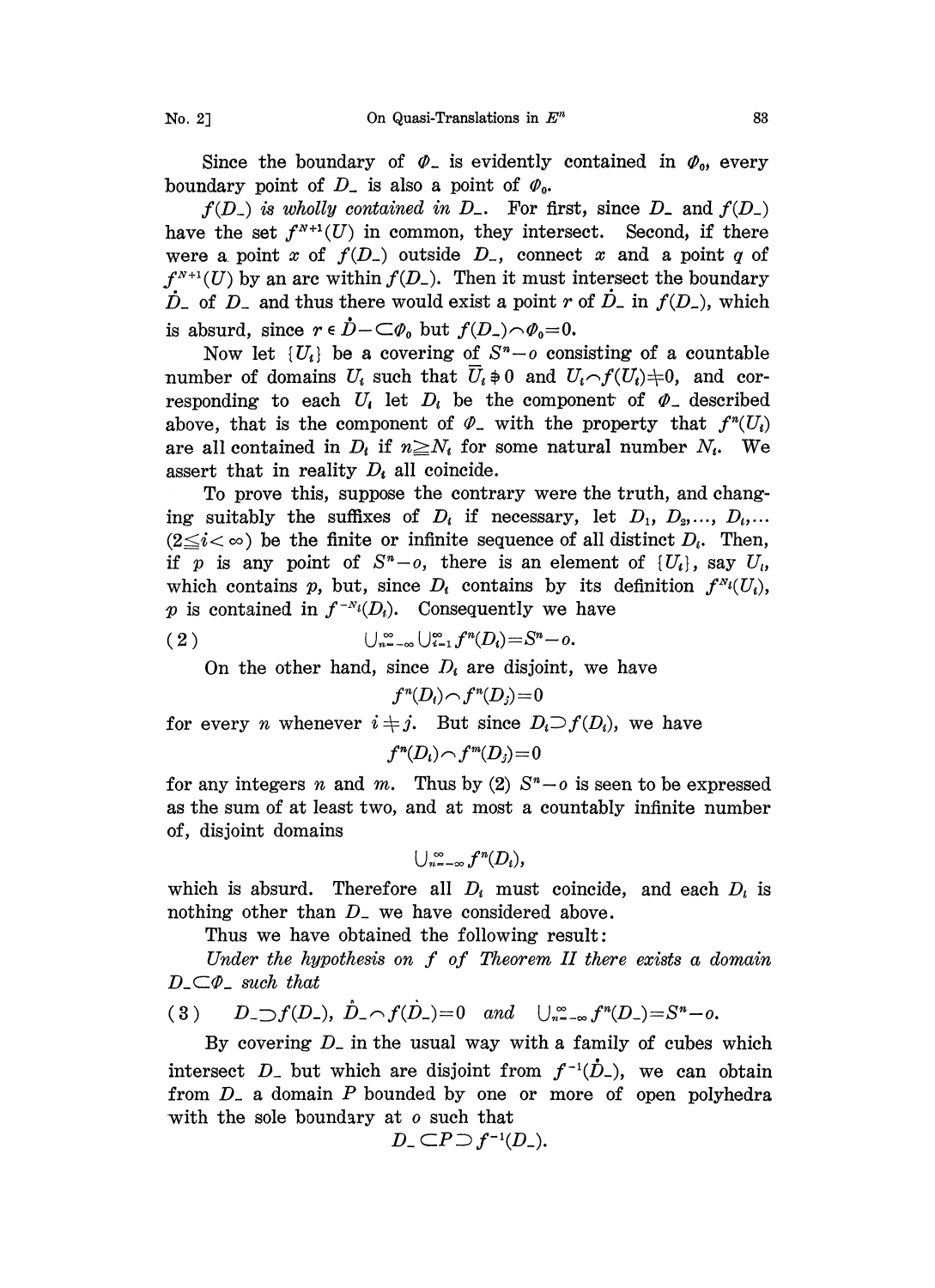Since the boundary of $\Phi_-$ is evidently contained in $\Phi_0$, every boundary point of $D_-$ is also a point of $\Phi_0$.

*$f(D_-)$ is wholly contained in $D_-$.* For first, since $D_-$ and $f(D_-)$ have the set $f^{N+1}(U)$ in common, they intersect. Second, if there were a point $x$ of $f(D_-)$ outside $D_-$, connect $x$ and a point $q$ of $f^{N+1}(U)$ by an arc within $f(D_-)$. Then it must intersect the boundary $\dot{D}_-$ of $D_-$ and thus there would exist a point $r$ of $\dot{D}_-$ in $f(D_-)$, which is absurd, since $r \in \dot{D}-\subset\Phi_0$ but $f(D_-)\frown\Phi_0=0$.

Now let $\{U_i\}$ be a covering of $S^n-o$ consisting of a countable number of domains $U_i$ such that $\overline{U}_i \not\ni 0$ and $U_i\frown f(U_i)\neq 0$, and corresponding to each $U_i$ let $D_i$ be the component of $\Phi_-$ described above, that is the component of $\Phi_-$ with the property that $f^n(U_i)$ are all contained in $D_i$ if $n\geqq N_i$ for some natural number $N_i$. We assert that in reality $D_i$ all coincide.

To prove this, suppose the contrary were the truth, and changing suitably the suffixes of $D_i$ if necessary, let $D_1, D_2,\dots, D_i,\dots$ $(2\leqq i<\infty)$ be the finite or infinite sequence of all distinct $D_i$. Then, if $p$ is any point of $S^n-o$, there is an element of $\{U_i\}$, say $U_i$, which contains $p$, but, since $D_i$ contains by its definition $f^{N_i}(U_i)$, $p$ is contained in $f^{-N_i}(D_i)$. Consequently we have

$$\bigcup_{n=-\infty}^{\infty}\bigcup_{i=1}^{\infty} f^n(D_i)=S^n-o. \tag{2}$$

On the other hand, since $D_i$ are disjoint, we have

$$f^n(D_i)\frown f^n(D_j)=0$$

for every $n$ whenever $i\neq j$. But since $D_i\supset f(D_i)$, we have

$$f^n(D_i)\frown f^m(D_j)=0$$

for any integers $n$ and $m$. Thus by (2) $S^n-o$ is seen to be expressed as the sum of at least two, and at most a countably infinite number of, disjoint domains

$$\bigcup_{n=-\infty}^{\infty} f^n(D_i),$$

which is absurd. Therefore all $D_i$ must coincide, and each $D_i$ is nothing other than $D_-$ we have considered above.

Thus we have obtained the following result:

*Under the hypothesis on $f$ of Theorem II there exists a domain $D_-\subset\Phi_-$ such that*

$$D_-\supset f(D_-),\quad \dot{D}_-\frown f(\dot{D}_-)=0 \quad \textit{and} \quad \bigcup_{n=-\infty}^{\infty} f^n(D_-)=S^n-o. \tag{3}$$

By covering $D_-$ in the usual way with a family of cubes which intersect $D_-$ but which are disjoint from $f^{-1}(\dot{D}_-)$, we can obtain from $D_-$ a domain $P$ bounded by one or more of open polyhedra with the sole boundary at $o$ such that

$$D_-\subset P\supset f^{-1}(D_-).$$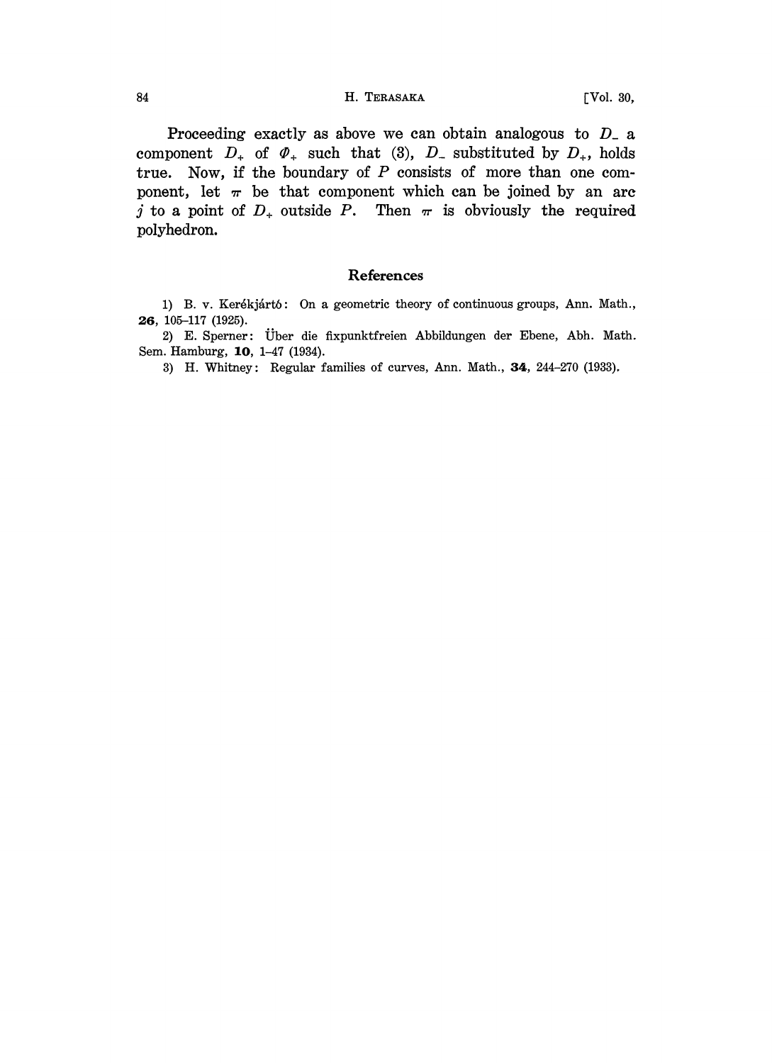Proceeding exactly as above we can obtain analogous to $D_-$ a component $D_+$ of $\Phi_+$ such that (3), $D_-$ substituted by $D_+$, holds true. Now, if the boundary of $P$ consists of more than one component, let $\pi$ be that component which can be joined by an arc $j$ to a point of $D_+$ outside $P$. Then $\pi$ is obviously the required polyhedron.

## References

1) B. v. Kerékjártó: On a geometric theory of continuous groups, Ann. Math., **26**, 105–117 (1925).

2) E. Sperner: Über die fixpunktfreien Abbildungen der Ebene, Abh. Math. Sem. Hamburg, **10**, 1–47 (1934).

3) H. Whitney: Regular families of curves, Ann. Math., **34**, 244–270 (1933).